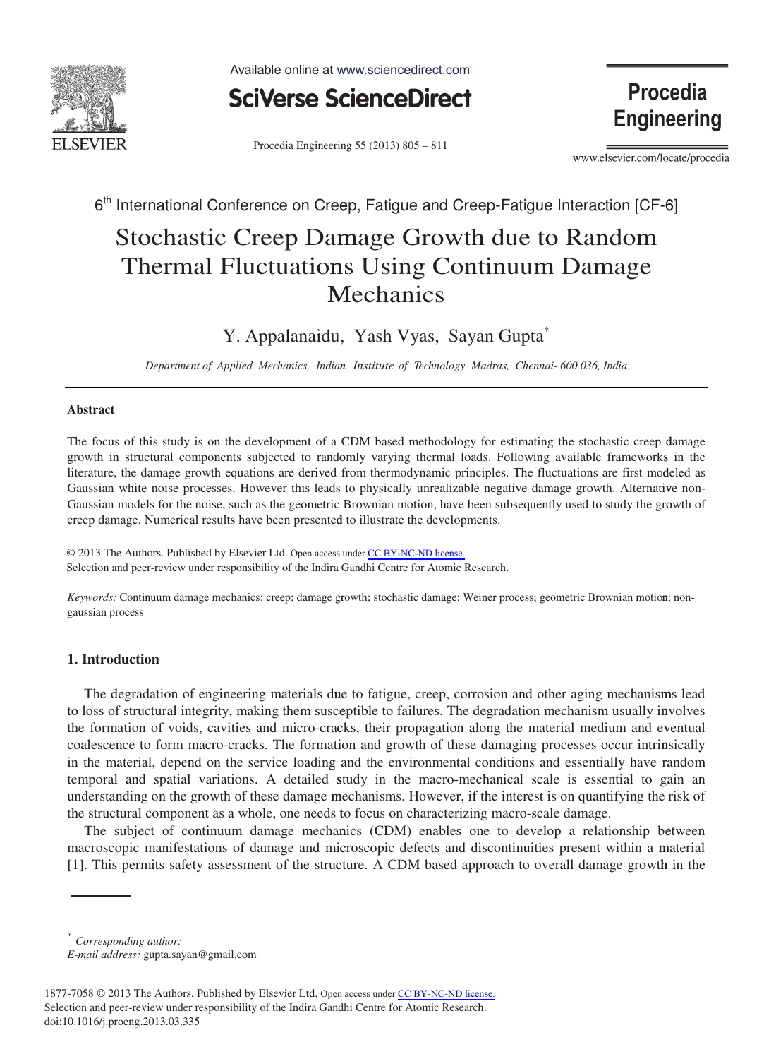6th International Conference on Creep, Fatigue and Creep-Fatigue Interaction [CF-6]

# Stochastic Creep Damage Growth due to Random Thermal Fluctuations Using Continuum Damage Mechanics

Y. Appalanaidu, Yash Vyas, Sayan Gupta*

*Department of Applied Mechanics, Indian Institute of Technology Madras, Chennai- 600 036, India*

## Abstract

The focus of this study is on the development of a CDM based methodology for estimating the stochastic creep damage growth in structural components subjected to randomly varying thermal loads. Following available frameworks in the literature, the damage growth equations are derived from thermodynamic principles. The fluctuations are first modeled as Gaussian white noise processes. However this leads to physically unrealizable negative damage growth. Alternative non-Gaussian models for the noise, such as the geometric Brownian motion, have been subsequently used to study the growth of creep damage. Numerical results have been presented to illustrate the developments.

© 2013 The Authors. Published by Elsevier Ltd. Open access under CC BY-NC-ND license.
Selection and peer-review under responsibility of the Indira Gandhi Centre for Atomic Research.

*Keywords:* Continuum damage mechanics; creep; damage growth; stochastic damage; Weiner process; geometric Brownian motion; non-gaussian process

## 1. Introduction

The degradation of engineering materials due to fatigue, creep, corrosion and other aging mechanisms lead to loss of structural integrity, making them susceptible to failures. The degradation mechanism usually involves the formation of voids, cavities and micro-cracks, their propagation along the material medium and eventual coalescence to form macro-cracks. The formation and growth of these damaging processes occur intrinsically in the material, depend on the service loading and the environmental conditions and essentially have random temporal and spatial variations. A detailed study in the macro-mechanical scale is essential to gain an understanding on the growth of these damage mechanisms. However, if the interest is on quantifying the risk of the structural component as a whole, one needs to focus on characterizing macro-scale damage.

The subject of continuum damage mechanics (CDM) enables one to develop a relationship between macroscopic manifestations of damage and microscopic defects and discontinuities present within a material [1]. This permits safety assessment of the structure. A CDM based approach to overall damage growth in the

---

* *Corresponding author:*
*E-mail address:* gupta.sayan@gmail.com

1877-7058 © 2013 The Authors. Published by Elsevier Ltd. Open access under CC BY-NC-ND license.
Selection and peer-review under responsibility of the Indira Gandhi Centre for Atomic Research.
doi:10.1016/j.proeng.2013.03.335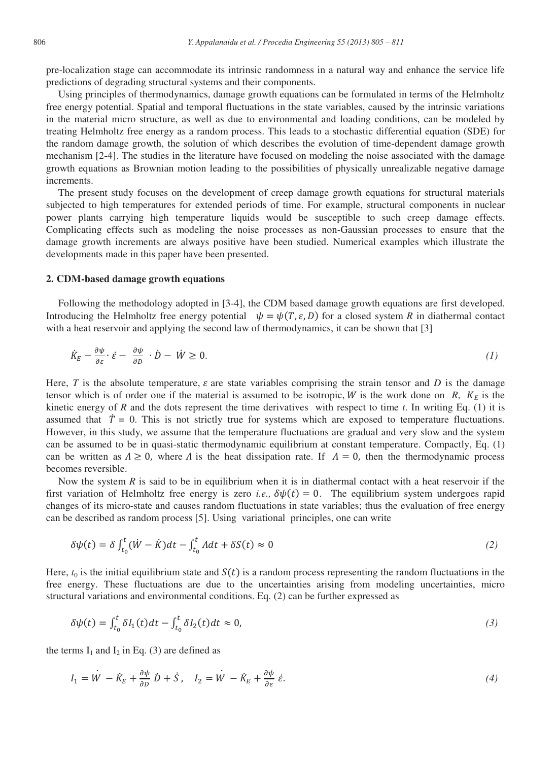pre-localization stage can accommodate its intrinsic randomness in a natural way and enhance the service life predictions of degrading structural systems and their components.

Using principles of thermodynamics, damage growth equations can be formulated in terms of the Helmholtz free energy potential. Spatial and temporal fluctuations in the state variables, caused by the intrinsic variations in the material micro structure, as well as due to environmental and loading conditions, can be modeled by treating Helmholtz free energy as a random process. This leads to a stochastic differential equation (SDE) for the random damage growth, the solution of which describes the evolution of time-dependent damage growth mechanism [2-4]. The studies in the literature have focused on modeling the noise associated with the damage growth equations as Brownian motion leading to the possibilities of physically unrealizable negative damage increments.

The present study focuses on the development of creep damage growth equations for structural materials subjected to high temperatures for extended periods of time. For example, structural components in nuclear power plants carrying high temperature liquids would be susceptible to such creep damage effects. Complicating effects such as modeling the noise processes as non-Gaussian processes to ensure that the damage growth increments are always positive have been studied. Numerical examples which illustrate the developments made in this paper have been presented.

## 2. CDM-based damage growth equations

Following the methodology adopted in [3-4], the CDM based damage growth equations are first developed. Introducing the Helmholtz free energy potential $\psi = \psi(T, \varepsilon, D)$ for a closed system $R$ in diathermal contact with a heat reservoir and applying the second law of thermodynamics, it can be shown that [3]

$$\dot{K}_E - \frac{\partial \psi}{\partial \varepsilon} \cdot \dot{\varepsilon} - \frac{\partial \psi}{\partial D} \cdot \dot{D} - \dot{W} \geq 0. \tag{1}$$

Here, $T$ is the absolute temperature, $\varepsilon$ are state variables comprising the strain tensor and $D$ is the damage tensor which is of order one if the material is assumed to be isotropic, $W$ is the work done on $R$, $K_E$ is the kinetic energy of $R$ and the dots represent the time derivatives with respect to time $t$. In writing Eq. (1) it is assumed that $\dot{T} = 0$. This is not strictly true for systems which are exposed to temperature fluctuations. However, in this study, we assume that the temperature fluctuations are gradual and very slow and the system can be assumed to be in quasi-static thermodynamic equilibrium at constant temperature. Compactly, Eq. (1) can be written as $\Lambda \geq 0$, where $\Lambda$ is the heat dissipation rate. If $\Lambda = 0$, then the thermodynamic process becomes reversible.

Now the system $R$ is said to be in equilibrium when it is in diathermal contact with a heat reservoir if the first variation of Helmholtz free energy is zero *i.e.,* $\delta\psi(t) = 0$. The equilibrium system undergoes rapid changes of its micro-state and causes random fluctuations in state variables; thus the evaluation of free energy can be described as random process [5]. Using variational principles, one can write

$$\delta\psi(t) = \delta \int_{t_0}^{t} (\dot{W} - \dot{K}) dt - \int_{t_0}^{t} \Lambda dt + \delta S(t) \approx 0 \tag{2}$$

Here, $t_0$ is the initial equilibrium state and $S(t)$ is a random process representing the random fluctuations in the free energy. These fluctuations are due to the uncertainties arising from modeling uncertainties, micro structural variations and environmental conditions. Eq. (2) can be further expressed as

$$\delta\psi(t) = \int_{t_0}^{t} \delta I_1(t) dt - \int_{t_0}^{t} \delta I_2(t) dt \approx 0, \tag{3}$$

the terms $I_1$ and $I_2$ in Eq. (3) are defined as

$$I_1 = \dot{W} - \dot{K}_E + \frac{\partial \psi}{\partial D} \dot{D} + \dot{S}, \quad I_2 = \dot{W} - \dot{K}_E + \frac{\partial \psi}{\partial \varepsilon} \dot{\varepsilon}. \tag{4}$$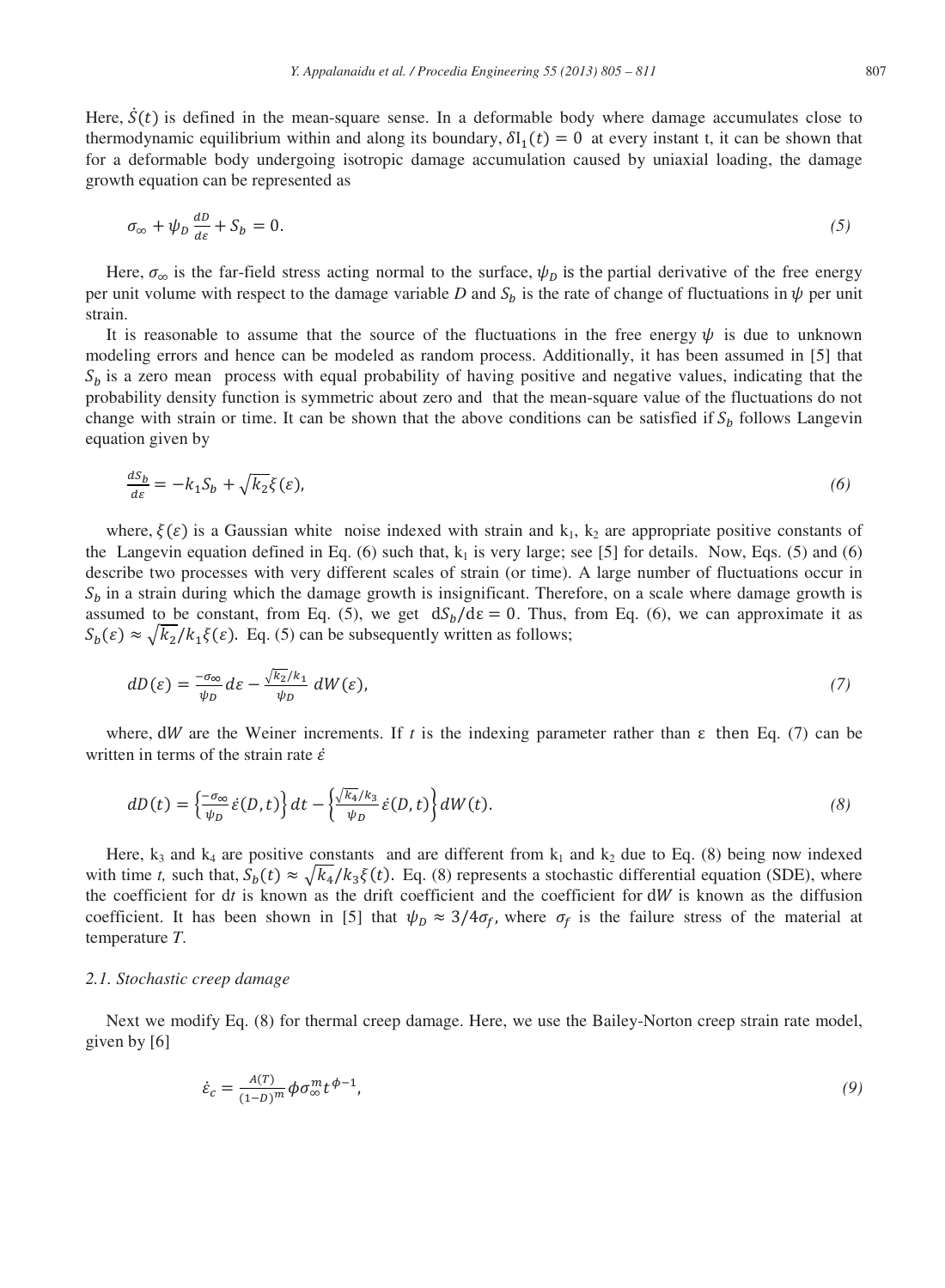Here, $\dot{S}(t)$ is defined in the mean-square sense. In a deformable body where damage accumulates close to thermodynamic equilibrium within and along its boundary, $\delta I_1(t) = 0$ at every instant t, it can be shown that for a deformable body undergoing isotropic damage accumulation caused by uniaxial loading, the damage growth equation can be represented as

$$\sigma_\infty + \psi_D \frac{dD}{d\varepsilon} + S_b = 0. \tag{5}$$

Here, $\sigma_\infty$ is the far-field stress acting normal to the surface, $\psi_D$ is the partial derivative of the free energy per unit volume with respect to the damage variable $D$ and $S_b$ is the rate of change of fluctuations in $\psi$ per unit strain.

It is reasonable to assume that the source of the fluctuations in the free energy $\psi$ is due to unknown modeling errors and hence can be modeled as random process. Additionally, it has been assumed in [5] that $S_b$ is a zero mean process with equal probability of having positive and negative values, indicating that the probability density function is symmetric about zero and that the mean-square value of the fluctuations do not change with strain or time. It can be shown that the above conditions can be satisfied if $S_b$ follows Langevin equation given by

$$\frac{dS_b}{d\varepsilon} = -k_1 S_b + \sqrt{k_2}\xi(\varepsilon), \tag{6}$$

where, $\xi(\varepsilon)$ is a Gaussian white noise indexed with strain and $k_1$, $k_2$ are appropriate positive constants of the Langevin equation defined in Eq. (6) such that, $k_1$ is very large; see [5] for details. Now, Eqs. (5) and (6) describe two processes with very different scales of strain (or time). A large number of fluctuations occur in $S_b$ in a strain during which the damage growth is insignificant. Therefore, on a scale where damage growth is assumed to be constant, from Eq. (5), we get $dS_b/d\varepsilon = 0$. Thus, from Eq. (6), we can approximate it as $S_b(\varepsilon) \approx \sqrt{k_2}/k_1 \xi(\varepsilon)$. Eq. (5) can be subsequently written as follows;

$$dD(\varepsilon) = \frac{-\sigma_\infty}{\psi_D} d\varepsilon - \frac{\sqrt{k_2}/k_1}{\psi_D}\, dW(\varepsilon), \tag{7}$$

where, $dW$ are the Weiner increments. If $t$ is the indexing parameter rather than $\varepsilon$ then Eq. (7) can be written in terms of the strain rate $\dot{\varepsilon}$

$$dD(t) = \left\{\frac{-\sigma_\infty}{\psi_D}\dot{\varepsilon}(D,t)\right\} dt - \left\{\frac{\sqrt{k_4}/k_3}{\psi_D}\dot{\varepsilon}(D,t)\right\} dW(t). \tag{8}$$

Here, $k_3$ and $k_4$ are positive constants and are different from $k_1$ and $k_2$ due to Eq. (8) being now indexed with time $t$, such that, $S_b(t) \approx \sqrt{k_4}/k_3 \xi(t)$. Eq. (8) represents a stochastic differential equation (SDE), where the coefficient for d$t$ is known as the drift coefficient and the coefficient for d$W$ is known as the diffusion coefficient. It has been shown in [5] that $\psi_D \approx 3/4\sigma_f$, where $\sigma_f$ is the failure stress of the material at temperature $T$.

### 2.1. Stochastic creep damage

Next we modify Eq. (8) for thermal creep damage. Here, we use the Bailey-Norton creep strain rate model, given by [6]

$$\dot{\varepsilon}_c = \frac{A(T)}{(1-D)^m}\phi\sigma_\infty^m t^{\phi-1}, \tag{9}$$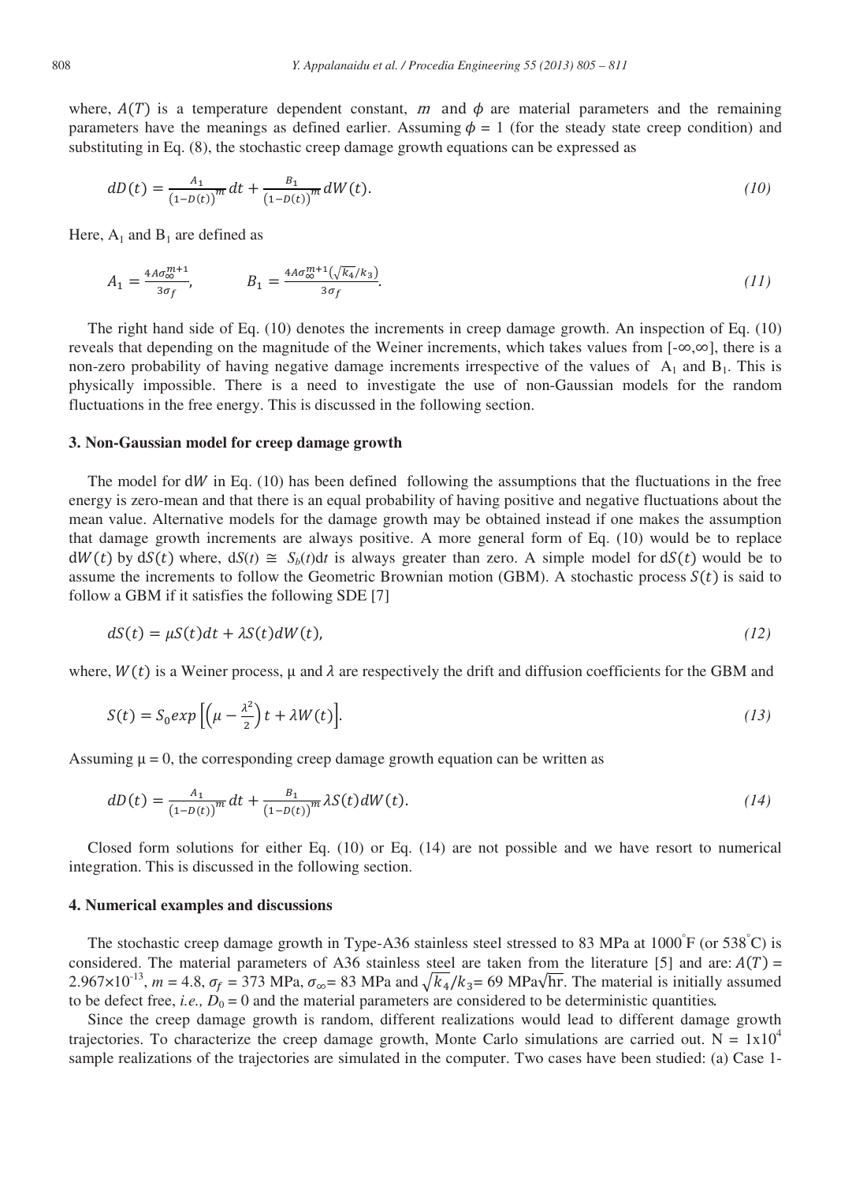where, $A(T)$ is a temperature dependent constant, $m$ and $\phi$ are material parameters and the remaining parameters have the meanings as defined earlier. Assuming $\phi = 1$ (for the steady state creep condition) and substituting in Eq. (8), the stochastic creep damage growth equations can be expressed as

$$dD(t) = \frac{A_1}{\left(1-D(t)\right)^m} dt + \frac{B_1}{\left(1-D(t)\right)^m} dW(t). \tag{10}$$

Here, $A_1$ and $B_1$ are defined as

$$A_1 = \frac{4A\sigma_\infty^{m+1}}{3\sigma_f}, \qquad B_1 = \frac{4A\sigma_\infty^{m+1}\left(\sqrt{k_4}/k_3\right)}{3\sigma_f}. \tag{11}$$

The right hand side of Eq. (10) denotes the increments in creep damage growth. An inspection of Eq. (10) reveals that depending on the magnitude of the Weiner increments, which takes values from $[-\infty,\infty]$, there is a non-zero probability of having negative damage increments irrespective of the values of $A_1$ and $B_1$. This is physically impossible. There is a need to investigate the use of non-Gaussian models for the random fluctuations in the free energy. This is discussed in the following section.

## 3. Non-Gaussian model for creep damage growth

The model for $dW$ in Eq. (10) has been defined following the assumptions that the fluctuations in the free energy is zero-mean and that there is an equal probability of having positive and negative fluctuations about the mean value. Alternative models for the damage growth may be obtained instead if one makes the assumption that damage growth increments are always positive. A more general form of Eq. (10) would be to replace $dW(t)$ by $dS(t)$ where, $dS(t) \cong S_b(t)dt$ is always greater than zero. A simple model for $dS(t)$ would be to assume the increments to follow the Geometric Brownian motion (GBM). A stochastic process $S(t)$ is said to follow a GBM if it satisfies the following SDE [7]

$$dS(t) = \mu S(t)dt + \lambda S(t)dW(t), \tag{12}$$

where, $W(t)$ is a Weiner process, $\mu$ and $\lambda$ are respectively the drift and diffusion coefficients for the GBM and

$$S(t) = S_0 exp\left[\left(\mu - \frac{\lambda^2}{2}\right)t + \lambda W(t)\right]. \tag{13}$$

Assuming $\mu = 0$, the corresponding creep damage growth equation can be written as

$$dD(t) = \frac{A_1}{\left(1-D(t)\right)^m} dt + \frac{B_1}{\left(1-D(t)\right)^m} \lambda S(t) dW(t). \tag{14}$$

Closed form solutions for either Eq. (10) or Eq. (14) are not possible and we have resort to numerical integration. This is discussed in the following section.

## 4. Numerical examples and discussions

The stochastic creep damage growth in Type-A36 stainless steel stressed to 83 MPa at 1000°F (or 538°C) is considered. The material parameters of A36 stainless steel are taken from the literature [5] and are: $A(T) = 2.967\times10^{-13}$, $m = 4.8$, $\sigma_f = 373$ MPa, $\sigma_\infty = 83$ MPa and $\sqrt{k_4}/k_3 = 69$ MPa$\sqrt{\text{hr}}$. The material is initially assumed to be defect free, *i.e.,* $D_0 = 0$ and the material parameters are considered to be deterministic quantities.

Since the creep damage growth is random, different realizations would lead to different damage growth trajectories. To characterize the creep damage growth, Monte Carlo simulations are carried out. $N = 1\times10^4$ sample realizations of the trajectories are simulated in the computer. Two cases have been studied: (a) Case 1-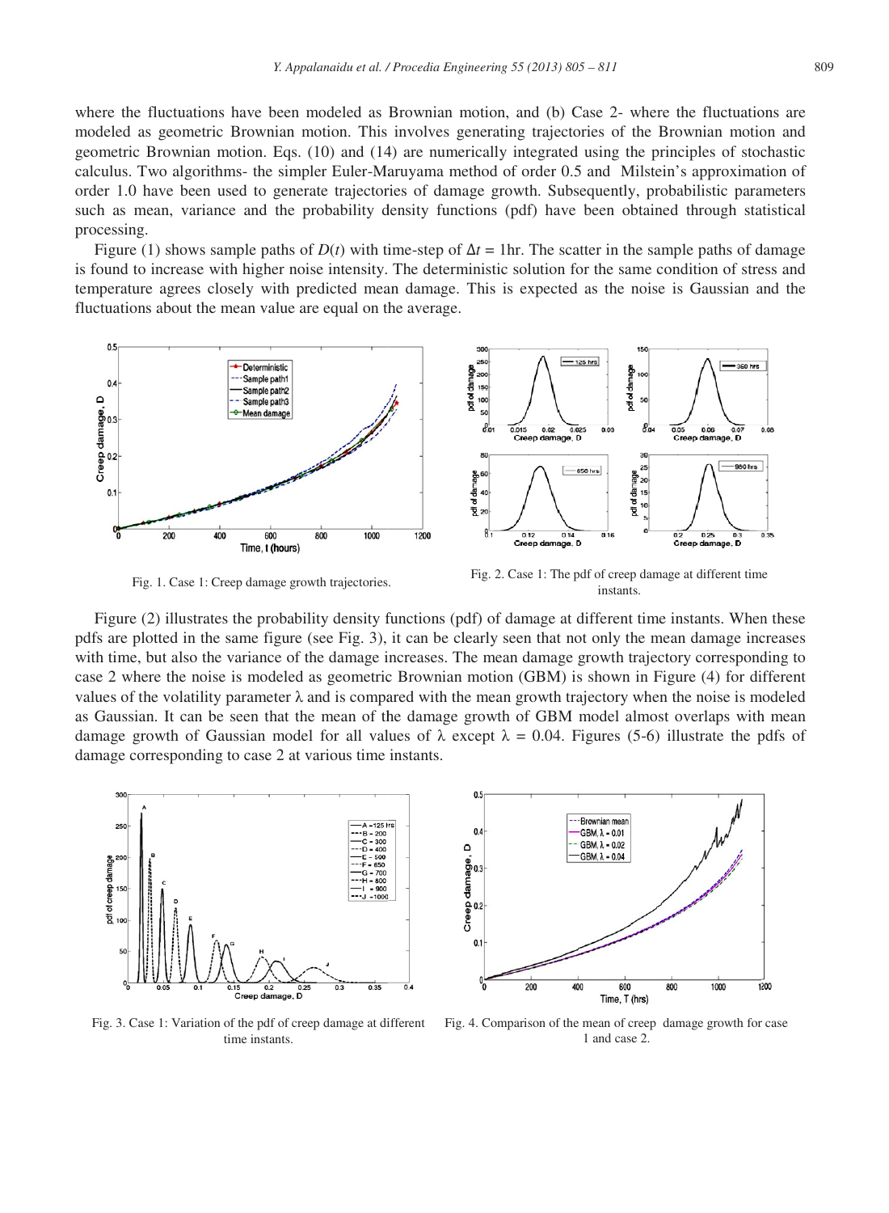where the fluctuations have been modeled as Brownian motion, and (b) Case 2- where the fluctuations are modeled as geometric Brownian motion. This involves generating trajectories of the Brownian motion and geometric Brownian motion. Eqs. (10) and (14) are numerically integrated using the principles of stochastic calculus. Two algorithms- the simpler Euler-Maruyama method of order 0.5 and Milstein's approximation of order 1.0 have been used to generate trajectories of damage growth. Subsequently, probabilistic parameters such as mean, variance and the probability density functions (pdf) have been obtained through statistical processing.

Figure (1) shows sample paths of $D(t)$ with time-step of $\Delta t$ = 1hr. The scatter in the sample paths of damage is found to increase with higher noise intensity. The deterministic solution for the same condition of stress and temperature agrees closely with predicted mean damage. This is expected as the noise is Gaussian and the fluctuations about the mean value are equal on the average.

Deterministic
Sample path1
Sample path2
Sample path3
Mean damage
Creep damage, D
Time, t (hours)

Fig. 1. Case 1: Creep damage growth trajectories.

125 hrs
360 hrs
650 hrs
950 hrs
pdf of damage
Creep damage, D

Fig. 2. Case 1: The pdf of creep damage at different time instants.

Figure (2) illustrates the probability density functions (pdf) of damage at different time instants. When these pdfs are plotted in the same figure (see Fig. 3), it can be clearly seen that not only the mean damage increases with time, but also the variance of the damage increases. The mean damage growth trajectory corresponding to case 2 where the noise is modeled as geometric Brownian motion (GBM) is shown in Figure (4) for different values of the volatility parameter $\lambda$ and is compared with the mean growth trajectory when the noise is modeled as Gaussian. It can be seen that the mean of the damage growth of GBM model almost overlaps with mean damage growth of Gaussian model for all values of $\lambda$ except $\lambda$ = 0.04. Figures (5-6) illustrate the pdfs of damage corresponding to case 2 at various time instants.

A =125 hrs
B = 200
C = 300
D = 400
E = 500
F = 650
G = 700
H = 800
I = 900
J =1000
pdf of creep damage
Creep damage, D

Fig. 3. Case 1: Variation of the pdf of creep damage at different time instants.

Brownian mean
GBM, λ = 0.01
GBM, λ = 0.02
GBM, λ = 0.04
Creep damage, D
Time, T (hrs)

Fig. 4. Comparison of the mean of creep damage growth for case 1 and case 2.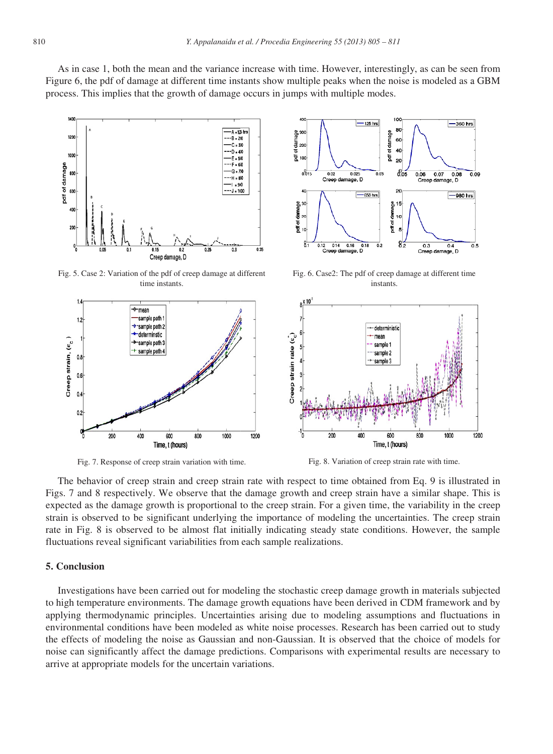As in case 1, both the mean and the variance increase with time. However, interestingly, as can be seen from Figure 6, the pdf of damage at different time instants show multiple peaks when the noise is modeled as a GBM process. This implies that the growth of damage occurs in jumps with multiple modes.

A = 125 hrs
B = 210
C = 310
D = 400
E = 510
F = 610
G = 710
H = 810
I = 910
J = 1100

pdf of damage

Creep damage, D

Fig. 5. Case 2: Variation of the pdf of creep damage at different time instants.

125 hrs
360 hrs
650 hrs
980 hrs

pdf of damage

Creep damage, D

Fig. 6. Case2: The pdf of creep damage at different time instants.

mean
sample path 1
sample path 2
deterministic
sample path 3
sample path 4

Creep strain, ($\epsilon_c$)

Time, t (hours)

Fig. 7. Response of creep strain variation with time.

deterministic
mean
sample 1
sample 2
sample 3

Creep strain rate ($\dot{\epsilon}_c$)

Time, t (hours)

Fig. 8. Variation of creep strain rate with time.

The behavior of creep strain and creep strain rate with respect to time obtained from Eq. 9 is illustrated in Figs. 7 and 8 respectively. We observe that the damage growth and creep strain have a similar shape. This is expected as the damage growth is proportional to the creep strain. For a given time, the variability in the creep strain is observed to be significant underlying the importance of modeling the uncertainties. The creep strain rate in Fig. 8 is observed to be almost flat initially indicating steady state conditions. However, the sample fluctuations reveal significant variabilities from each sample realizations.

## 5. Conclusion

Investigations have been carried out for modeling the stochastic creep damage growth in materials subjected to high temperature environments. The damage growth equations have been derived in CDM framework and by applying thermodynamic principles. Uncertainties arising due to modeling assumptions and fluctuations in environmental conditions have been modeled as white noise processes. Research has been carried out to study the effects of modeling the noise as Gaussian and non-Gaussian. It is observed that the choice of models for noise can significantly affect the damage predictions. Comparisons with experimental results are necessary to arrive at appropriate models for the uncertain variations.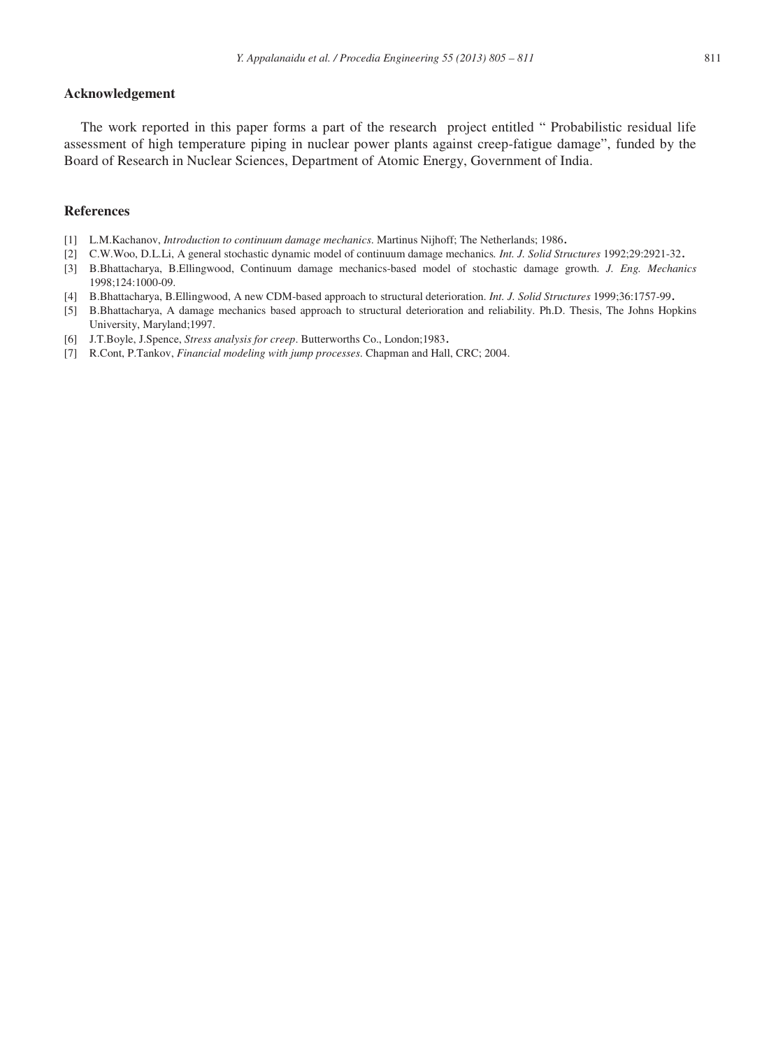## Acknowledgement

The work reported in this paper forms a part of the research project entitled " Probabilistic residual life assessment of high temperature piping in nuclear power plants against creep-fatigue damage", funded by the Board of Research in Nuclear Sciences, Department of Atomic Energy, Government of India.

## References

[1] L.M.Kachanov, *Introduction to continuum damage mechanics*. Martinus Nijhoff; The Netherlands; 1986.

[2] C.W.Woo, D.L.Li, A general stochastic dynamic model of continuum damage mechanics. *Int. J. Solid Structures* 1992;29:2921-32.

[3] B.Bhattacharya, B.Ellingwood, Continuum damage mechanics-based model of stochastic damage growth. *J. Eng. Mechanics* 1998;124:1000-09.

[4] B.Bhattacharya, B.Ellingwood, A new CDM-based approach to structural deterioration. *Int. J. Solid Structures* 1999;36:1757-99.

[5] B.Bhattacharya, A damage mechanics based approach to structural deterioration and reliability. Ph.D. Thesis, The Johns Hopkins University, Maryland;1997.

[6] J.T.Boyle, J.Spence, *Stress analysis for creep*. Butterworths Co., London;1983.

[7] R.Cont, P.Tankov, *Financial modeling with jump processes*. Chapman and Hall, CRC; 2004.